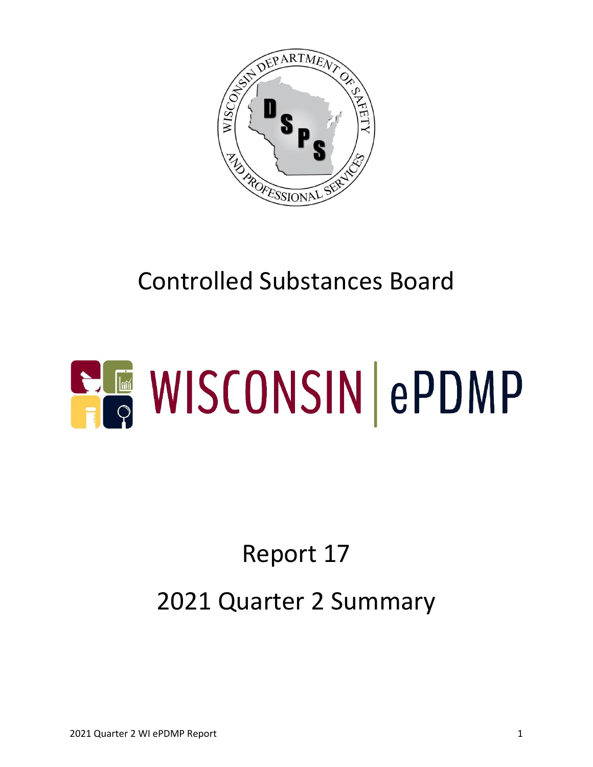# Controlled Substances Board

# WISCONSIN | ePDMP

## Report 17

## 2021 Quarter 2 Summary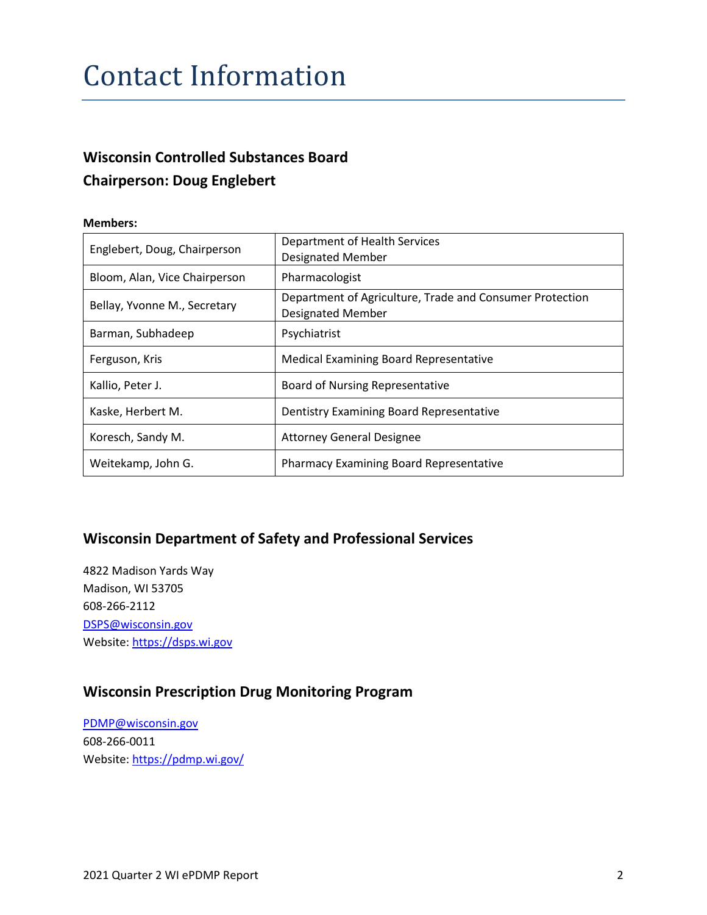# Contact Information

### Wisconsin Controlled Substances Board
### Chairperson: Doug Englebert

**Members:**

| | |
|---|---|
| Englebert, Doug, Chairperson | Department of Health Services Designated Member |
| Bloom, Alan, Vice Chairperson | Pharmacologist |
| Bellay, Yvonne M., Secretary | Department of Agriculture, Trade and Consumer Protection Designated Member |
| Barman, Subhadeep | Psychiatrist |
| Ferguson, Kris | Medical Examining Board Representative |
| Kallio, Peter J. | Board of Nursing Representative |
| Kaske, Herbert M. | Dentistry Examining Board Representative |
| Koresch, Sandy M. | Attorney General Designee |
| Weitekamp, John G. | Pharmacy Examining Board Representative |

### Wisconsin Department of Safety and Professional Services

4822 Madison Yards Way
Madison, WI 53705
608-266-2112
DSPS@wisconsin.gov
Website: https://dsps.wi.gov

### Wisconsin Prescription Drug Monitoring Program

PDMP@wisconsin.gov
608-266-0011
Website: https://pdmp.wi.gov/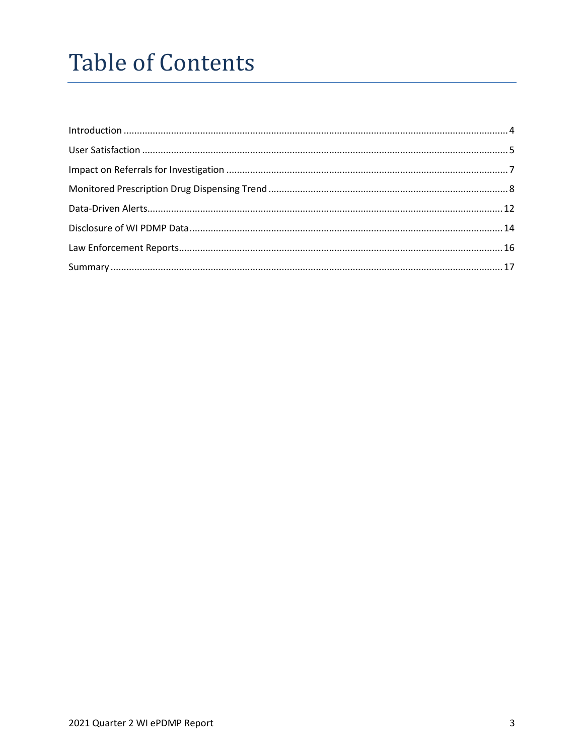# Table of Contents

Introduction ... 4

User Satisfaction ... 5

Impact on Referrals for Investigation ... 7

Monitored Prescription Drug Dispensing Trend ... 8

Data-Driven Alerts ... 12

Disclosure of WI PDMP Data ... 14

Law Enforcement Reports ... 16

Summary ... 17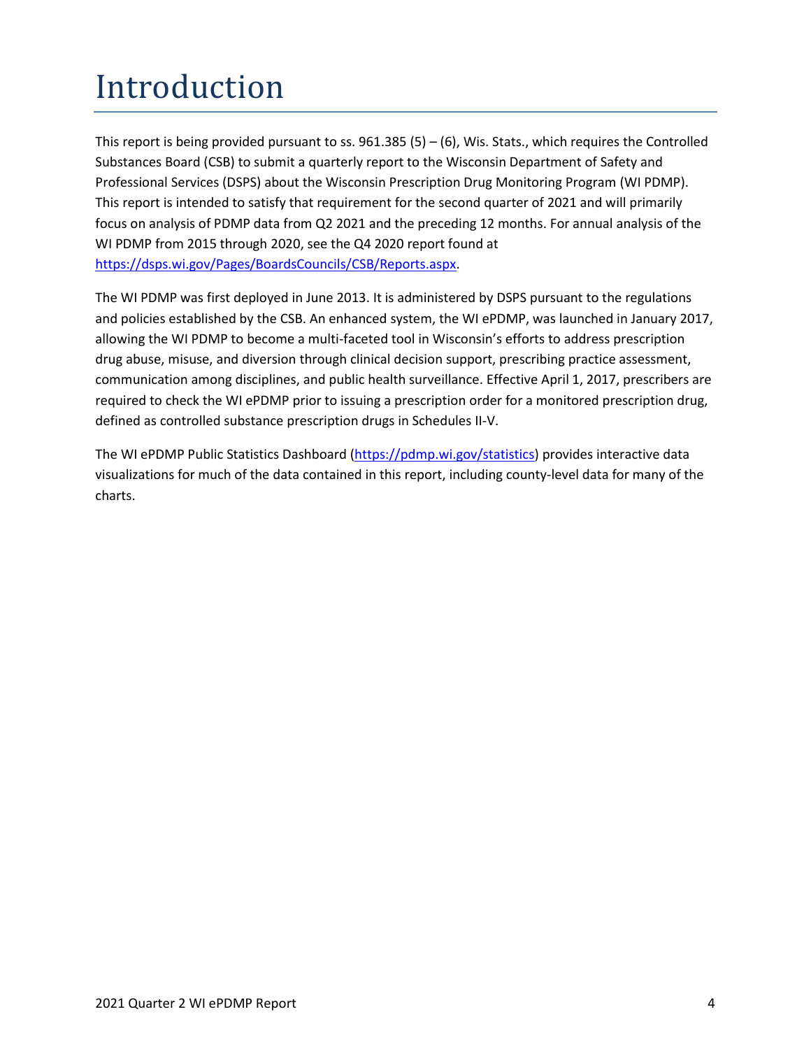# Introduction

This report is being provided pursuant to ss. 961.385 (5) – (6), Wis. Stats., which requires the Controlled Substances Board (CSB) to submit a quarterly report to the Wisconsin Department of Safety and Professional Services (DSPS) about the Wisconsin Prescription Drug Monitoring Program (WI PDMP). This report is intended to satisfy that requirement for the second quarter of 2021 and will primarily focus on analysis of PDMP data from Q2 2021 and the preceding 12 months. For annual analysis of the WI PDMP from 2015 through 2020, see the Q4 2020 report found at [https://dsps.wi.gov/Pages/BoardsCouncils/CSB/Reports.aspx](https://dsps.wi.gov/Pages/BoardsCouncils/CSB/Reports.aspx).

The WI PDMP was first deployed in June 2013. It is administered by DSPS pursuant to the regulations and policies established by the CSB. An enhanced system, the WI ePDMP, was launched in January 2017, allowing the WI PDMP to become a multi-faceted tool in Wisconsin's efforts to address prescription drug abuse, misuse, and diversion through clinical decision support, prescribing practice assessment, communication among disciplines, and public health surveillance. Effective April 1, 2017, prescribers are required to check the WI ePDMP prior to issuing a prescription order for a monitored prescription drug, defined as controlled substance prescription drugs in Schedules II-V.

The WI ePDMP Public Statistics Dashboard ([https://pdmp.wi.gov/statistics](https://pdmp.wi.gov/statistics)) provides interactive data visualizations for much of the data contained in this report, including county-level data for many of the charts.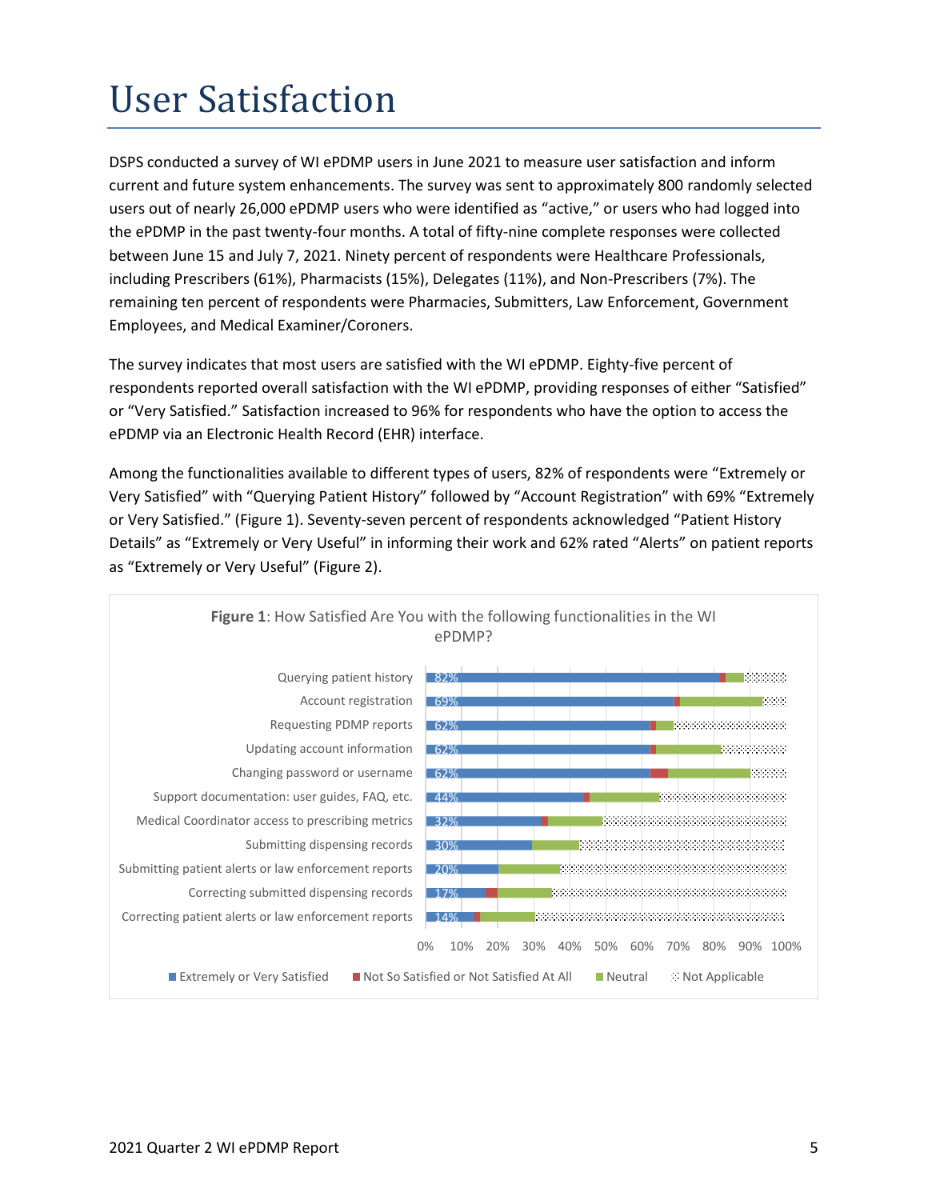# User Satisfaction

DSPS conducted a survey of WI ePDMP users in June 2021 to measure user satisfaction and inform current and future system enhancements. The survey was sent to approximately 800 randomly selected users out of nearly 26,000 ePDMP users who were identified as "active," or users who had logged into the ePDMP in the past twenty-four months. A total of fifty-nine complete responses were collected between June 15 and July 7, 2021. Ninety percent of respondents were Healthcare Professionals, including Prescribers (61%), Pharmacists (15%), Delegates (11%), and Non-Prescribers (7%). The remaining ten percent of respondents were Pharmacies, Submitters, Law Enforcement, Government Employees, and Medical Examiner/Coroners.

The survey indicates that most users are satisfied with the WI ePDMP. Eighty-five percent of respondents reported overall satisfaction with the WI ePDMP, providing responses of either "Satisfied" or "Very Satisfied." Satisfaction increased to 96% for respondents who have the option to access the ePDMP via an Electronic Health Record (EHR) interface.

Among the functionalities available to different types of users, 82% of respondents were "Extremely or Very Satisfied" with "Querying Patient History" followed by "Account Registration" with 69% "Extremely or Very Satisfied." (Figure 1). Seventy-seven percent of respondents acknowledged "Patient History Details" as "Extremely or Very Useful" in informing their work and 62% rated "Alerts" on patient reports as "Extremely or Very Useful" (Figure 2).

**Figure 1**: How Satisfied Are You with the following functionalities in the WI ePDMP?

| Functionality | Extremely or Very Satisfied |
|---|---|
| Querying patient history | 82% |
| Account registration | 69% |
| Requesting PDMP reports | 62% |
| Updating account information | 62% |
| Changing password or username | 62% |
| Support documentation: user guides, FAQ, etc. | 44% |
| Medical Coordinator access to prescribing metrics | 32% |
| Submitting dispensing records | 30% |
| Submitting patient alerts or law enforcement reports | 20% |
| Correcting submitted dispensing records | 17% |
| Correcting patient alerts or law enforcement reports | 14% |

Legend: Extremely or Very Satisfied; Not So Satisfied or Not Satisfied At All; Neutral; Not Applicable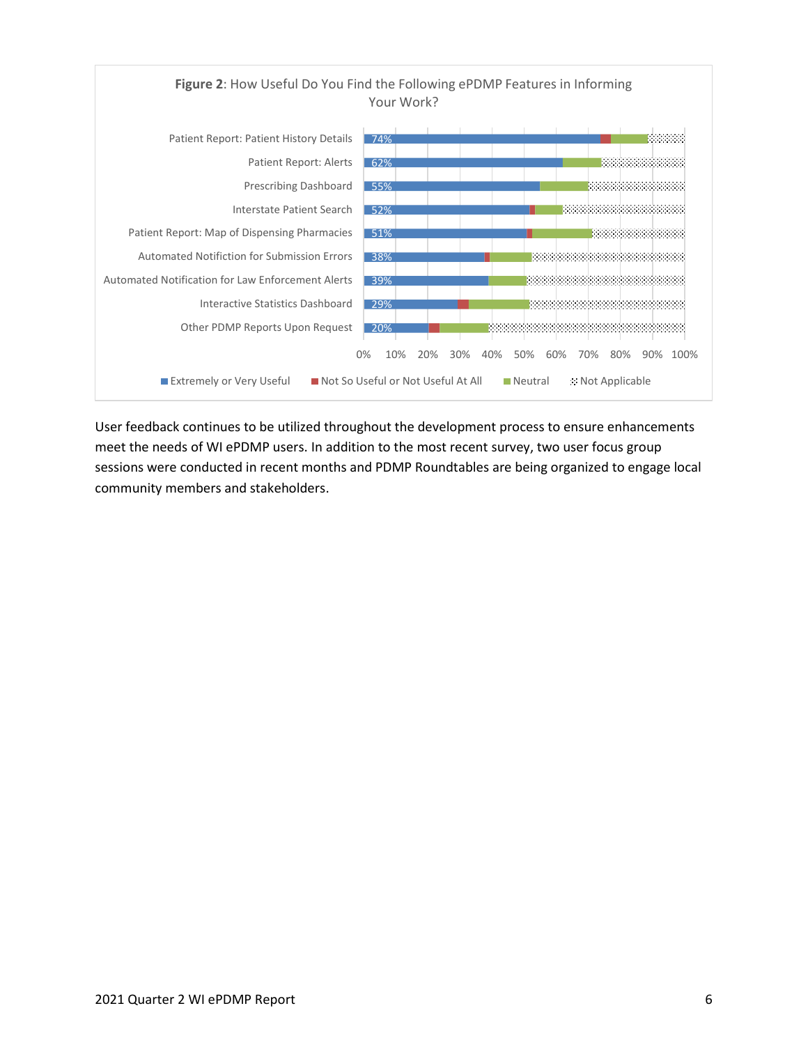**Figure 2**: How Useful Do You Find the Following ePDMP Features in Informing Your Work?

| Feature | Extremely or Very Useful |
|---|---|
| Patient Report: Patient History Details | 74% |
| Patient Report: Alerts | 62% |
| Prescribing Dashboard | 55% |
| Interstate Patient Search | 52% |
| Patient Report: Map of Dispensing Pharmacies | 51% |
| Automated Notifiction for Submission Errors | 38% |
| Automated Notification for Law Enforcement Alerts | 39% |
| Interactive Statistics Dashboard | 29% |
| Other PDMP Reports Upon Request | 20% |

Extremely or Very Useful | Not So Useful or Not Useful At All | Neutral | Not Applicable

User feedback continues to be utilized throughout the development process to ensure enhancements meet the needs of WI ePDMP users. In addition to the most recent survey, two user focus group sessions were conducted in recent months and PDMP Roundtables are being organized to engage local community members and stakeholders.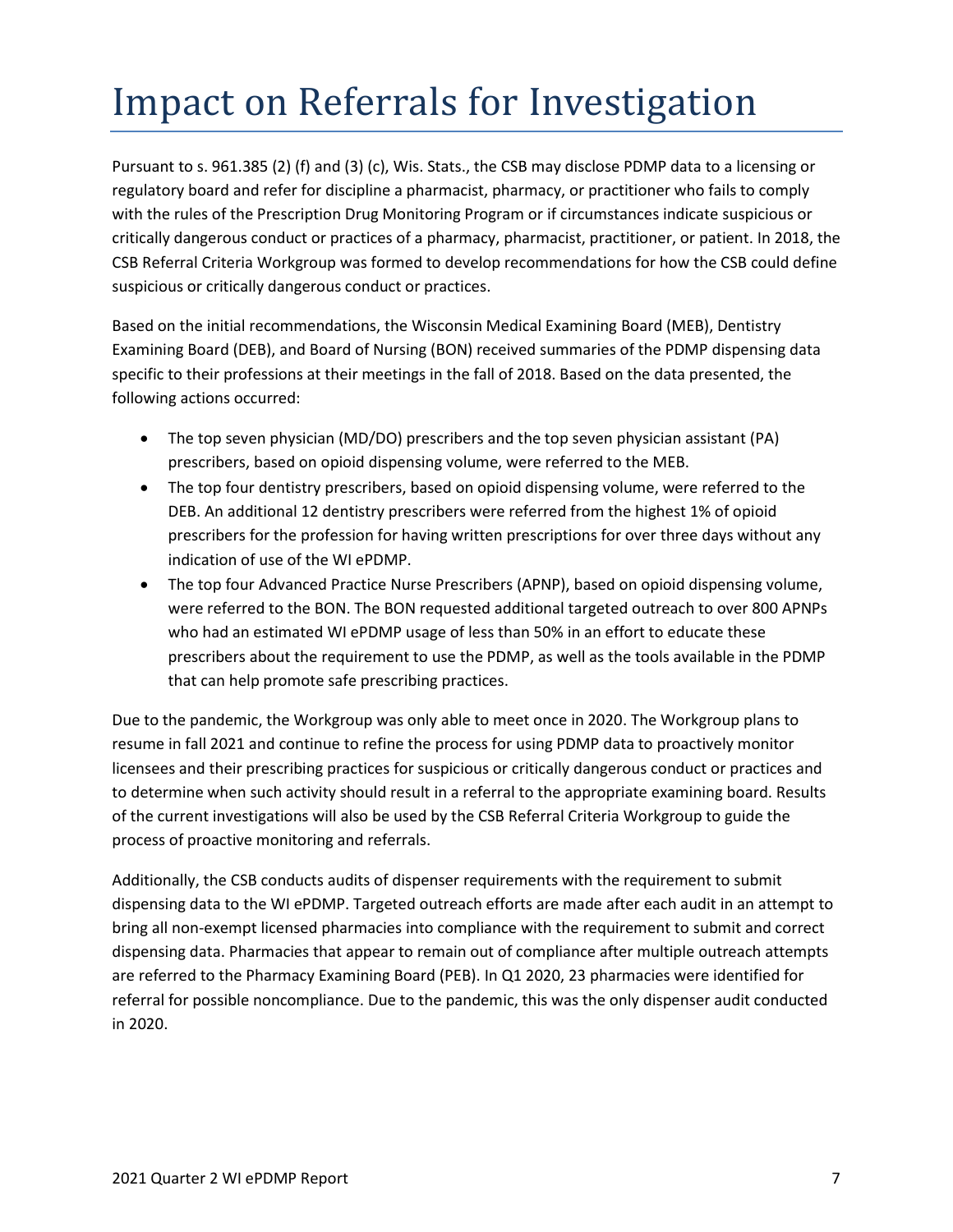# Impact on Referrals for Investigation

Pursuant to s. 961.385 (2) (f) and (3) (c), Wis. Stats., the CSB may disclose PDMP data to a licensing or regulatory board and refer for discipline a pharmacist, pharmacy, or practitioner who fails to comply with the rules of the Prescription Drug Monitoring Program or if circumstances indicate suspicious or critically dangerous conduct or practices of a pharmacy, pharmacist, practitioner, or patient. In 2018, the CSB Referral Criteria Workgroup was formed to develop recommendations for how the CSB could define suspicious or critically dangerous conduct or practices.

Based on the initial recommendations, the Wisconsin Medical Examining Board (MEB), Dentistry Examining Board (DEB), and Board of Nursing (BON) received summaries of the PDMP dispensing data specific to their professions at their meetings in the fall of 2018. Based on the data presented, the following actions occurred:

- The top seven physician (MD/DO) prescribers and the top seven physician assistant (PA) prescribers, based on opioid dispensing volume, were referred to the MEB.
- The top four dentistry prescribers, based on opioid dispensing volume, were referred to the DEB. An additional 12 dentistry prescribers were referred from the highest 1% of opioid prescribers for the profession for having written prescriptions for over three days without any indication of use of the WI ePDMP.
- The top four Advanced Practice Nurse Prescribers (APNP), based on opioid dispensing volume, were referred to the BON. The BON requested additional targeted outreach to over 800 APNPs who had an estimated WI ePDMP usage of less than 50% in an effort to educate these prescribers about the requirement to use the PDMP, as well as the tools available in the PDMP that can help promote safe prescribing practices.

Due to the pandemic, the Workgroup was only able to meet once in 2020. The Workgroup plans to resume in fall 2021 and continue to refine the process for using PDMP data to proactively monitor licensees and their prescribing practices for suspicious or critically dangerous conduct or practices and to determine when such activity should result in a referral to the appropriate examining board. Results of the current investigations will also be used by the CSB Referral Criteria Workgroup to guide the process of proactive monitoring and referrals.

Additionally, the CSB conducts audits of dispenser requirements with the requirement to submit dispensing data to the WI ePDMP. Targeted outreach efforts are made after each audit in an attempt to bring all non-exempt licensed pharmacies into compliance with the requirement to submit and correct dispensing data. Pharmacies that appear to remain out of compliance after multiple outreach attempts are referred to the Pharmacy Examining Board (PEB). In Q1 2020, 23 pharmacies were identified for referral for possible noncompliance. Due to the pandemic, this was the only dispenser audit conducted in 2020.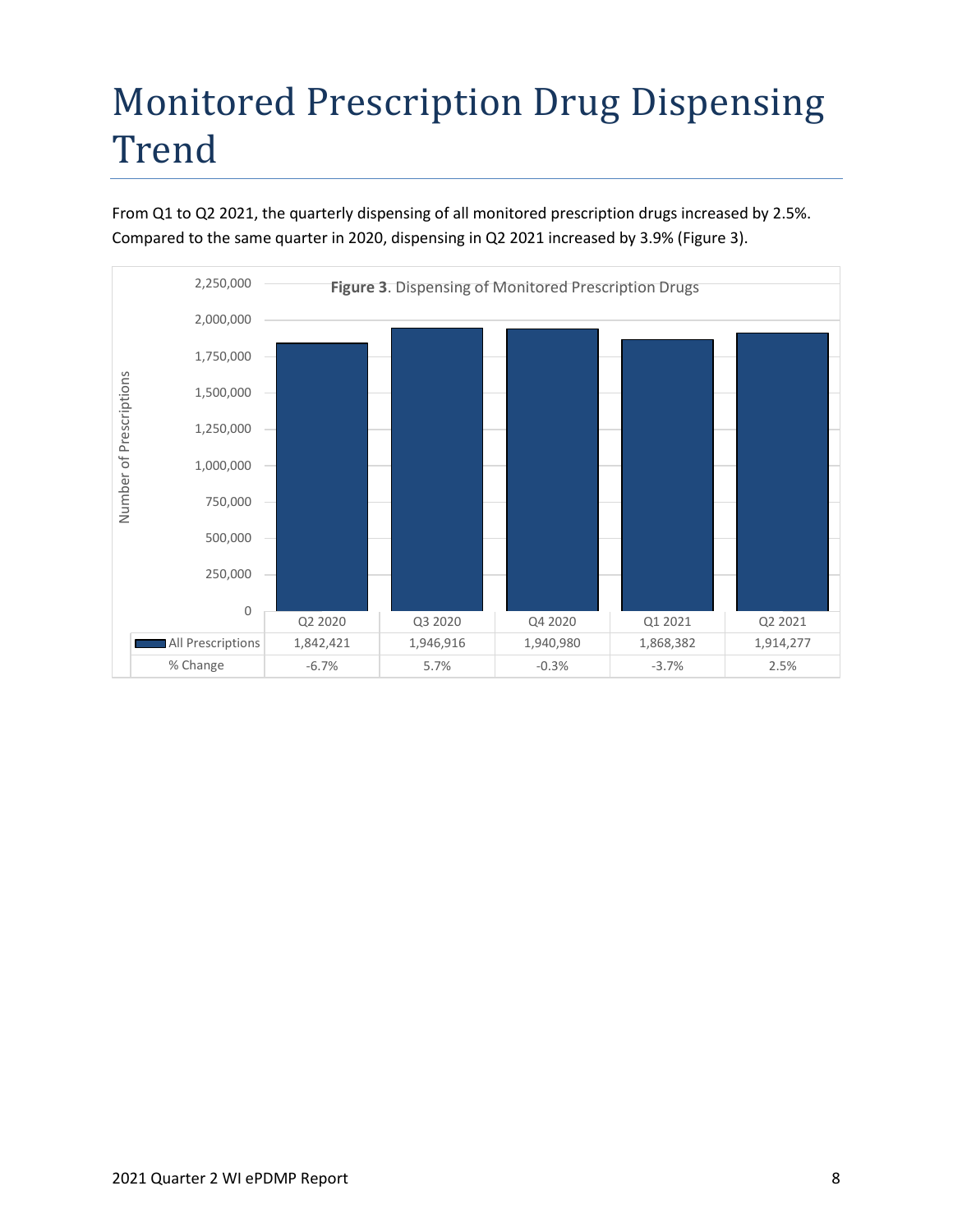# Monitored Prescription Drug Dispensing Trend

From Q1 to Q2 2021, the quarterly dispensing of all monitored prescription drugs increased by 2.5%. Compared to the same quarter in 2020, dispensing in Q2 2021 increased by 3.9% (Figure 3).

**Figure 3**. Dispensing of Monitored Prescription Drugs

| | Q2 2020 | Q3 2020 | Q4 2020 | Q1 2021 | Q2 2021 |
|---|---|---|---|---|---|
| All Prescriptions | 1,842,421 | 1,946,916 | 1,940,980 | 1,868,382 | 1,914,277 |
| % Change | -6.7% | 5.7% | -0.3% | -3.7% | 2.5% |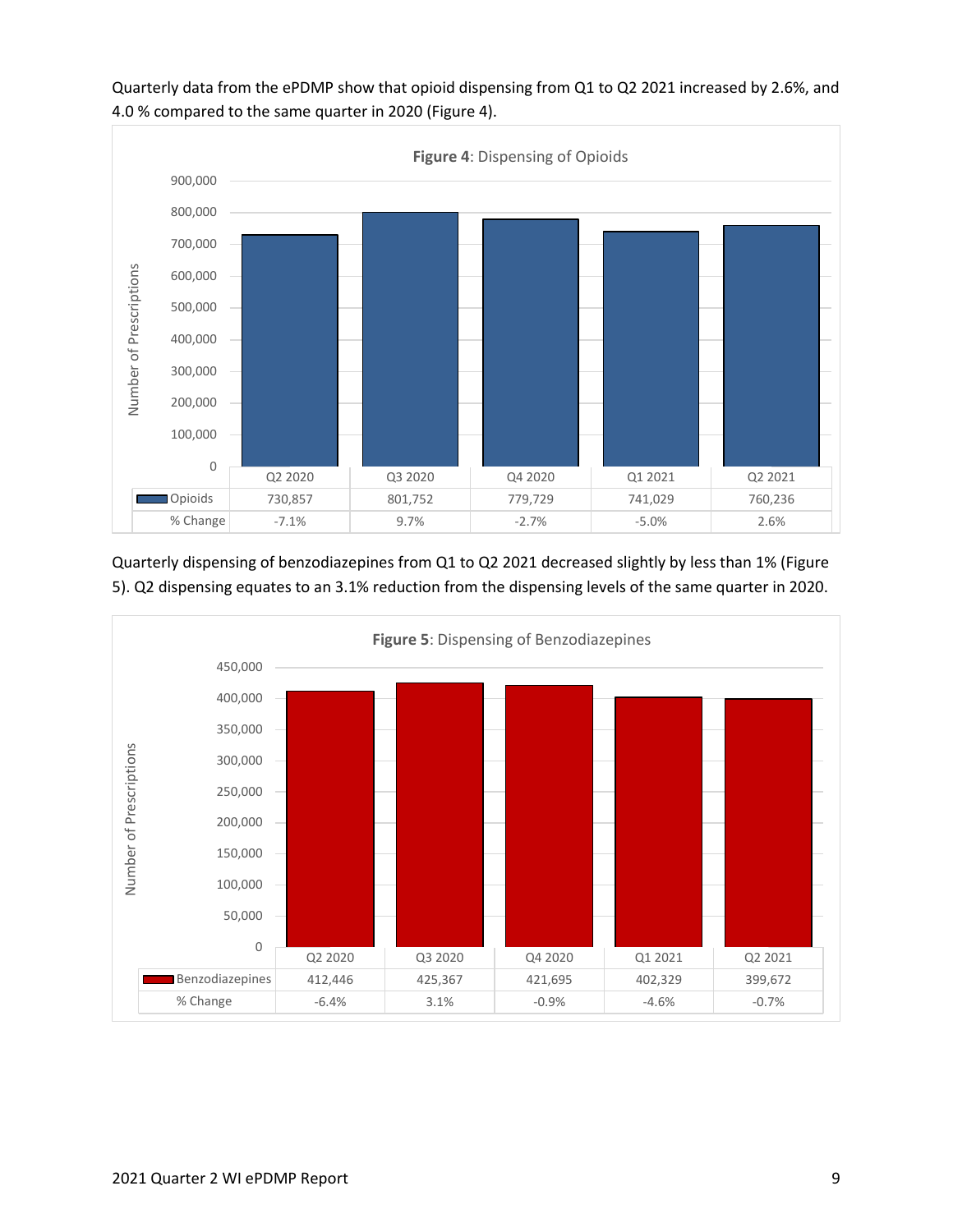Quarterly data from the ePDMP show that opioid dispensing from Q1 to Q2 2021 increased by 2.6%, and 4.0 % compared to the same quarter in 2020 (Figure 4).

**Figure 4**: Dispensing of Opioids

| | Q2 2020 | Q3 2020 | Q4 2020 | Q1 2021 | Q2 2021 |
|---|---|---|---|---|---|
| Opioids | 730,857 | 801,752 | 779,729 | 741,029 | 760,236 |
| % Change | -7.1% | 9.7% | -2.7% | -5.0% | 2.6% |

Quarterly dispensing of benzodiazepines from Q1 to Q2 2021 decreased slightly by less than 1% (Figure 5). Q2 dispensing equates to an 3.1% reduction from the dispensing levels of the same quarter in 2020.

**Figure 5**: Dispensing of Benzodiazepines

| | Q2 2020 | Q3 2020 | Q4 2020 | Q1 2021 | Q2 2021 |
|---|---|---|---|---|---|
| Benzodiazepines | 412,446 | 425,367 | 421,695 | 402,329 | 399,672 |
| % Change | -6.4% | 3.1% | -0.9% | -4.6% | -0.7% |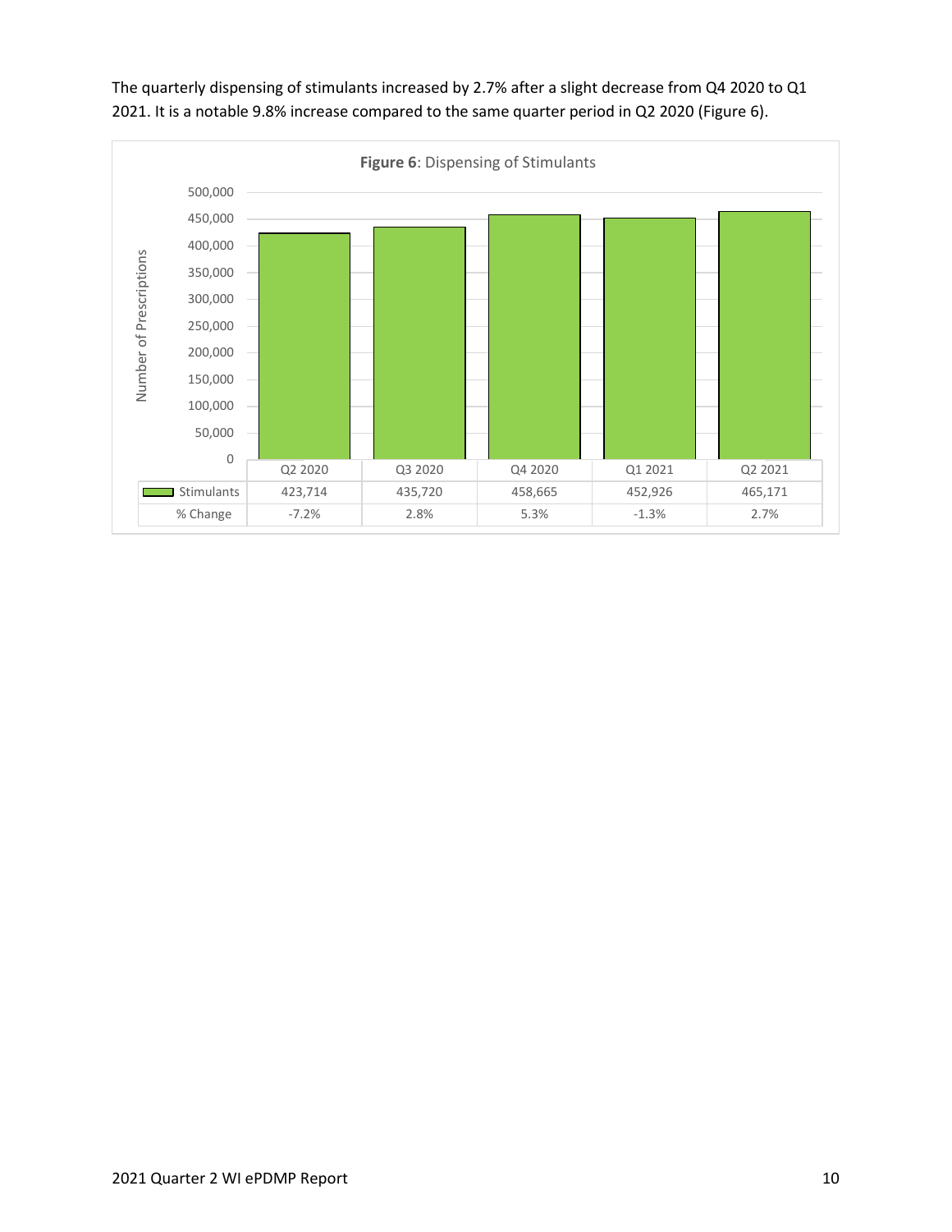The quarterly dispensing of stimulants increased by 2.7% after a slight decrease from Q4 2020 to Q1 2021. It is a notable 9.8% increase compared to the same quarter period in Q2 2020 (Figure 6).

**Figure 6**: Dispensing of Stimulants

| | Q2 2020 | Q3 2020 | Q4 2020 | Q1 2021 | Q2 2021 |
|---|---|---|---|---|---|
| Stimulants | 423,714 | 435,720 | 458,665 | 452,926 | 465,171 |
| % Change | -7.2% | 2.8% | 5.3% | -1.3% | 2.7% |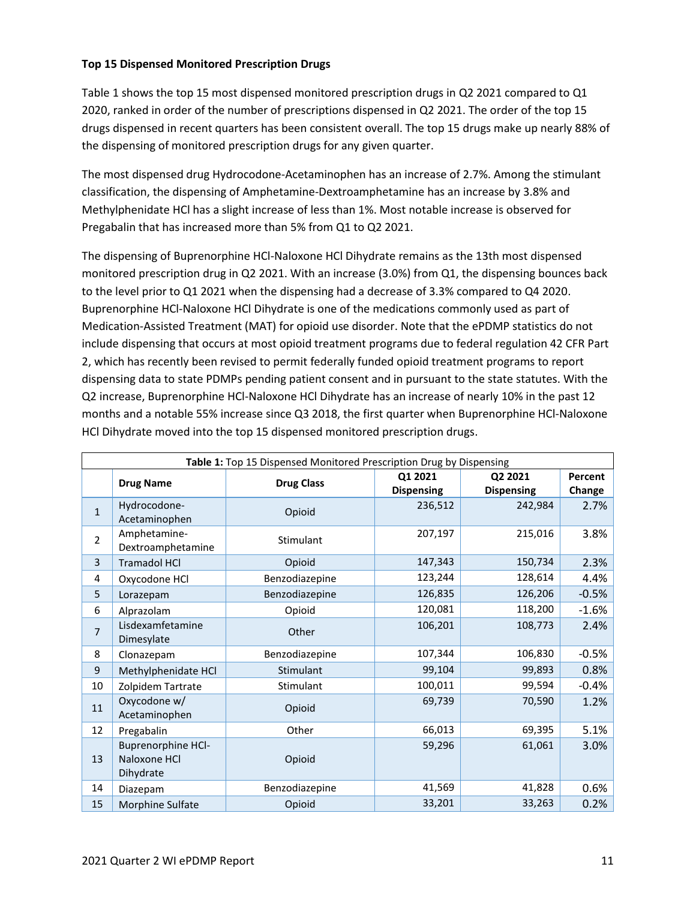**Top 15 Dispensed Monitored Prescription Drugs**

Table 1 shows the top 15 most dispensed monitored prescription drugs in Q2 2021 compared to Q1 2020, ranked in order of the number of prescriptions dispensed in Q2 2021. The order of the top 15 drugs dispensed in recent quarters has been consistent overall. The top 15 drugs make up nearly 88% of the dispensing of monitored prescription drugs for any given quarter.

The most dispensed drug Hydrocodone-Acetaminophen has an increase of 2.7%. Among the stimulant classification, the dispensing of Amphetamine-Dextroamphetamine has an increase by 3.8% and Methylphenidate HCl has a slight increase of less than 1%. Most notable increase is observed for Pregabalin that has increased more than 5% from Q1 to Q2 2021.

The dispensing of Buprenorphine HCl-Naloxone HCl Dihydrate remains as the 13th most dispensed monitored prescription drug in Q2 2021. With an increase (3.0%) from Q1, the dispensing bounces back to the level prior to Q1 2021 when the dispensing had a decrease of 3.3% compared to Q4 2020. Buprenorphine HCl-Naloxone HCl Dihydrate is one of the medications commonly used as part of Medication-Assisted Treatment (MAT) for opioid use disorder. Note that the ePDMP statistics do not include dispensing that occurs at most opioid treatment programs due to federal regulation 42 CFR Part 2, which has recently been revised to permit federally funded opioid treatment programs to report dispensing data to state PDMPs pending patient consent and in pursuant to the state statutes. With the Q2 increase, Buprenorphine HCl-Naloxone HCl Dihydrate has an increase of nearly 10% in the past 12 months and a notable 55% increase since Q3 2018, the first quarter when Buprenorphine HCl-Naloxone HCl Dihydrate moved into the top 15 dispensed monitored prescription drugs.

**Table 1:** Top 15 Dispensed Monitored Prescription Drug by Dispensing

| | Drug Name | Drug Class | Q1 2021 Dispensing | Q2 2021 Dispensing | Percent Change |
|---|---|---|---|---|---|
| 1 | Hydrocodone-Acetaminophen | Opioid | 236,512 | 242,984 | 2.7% |
| 2 | Amphetamine-Dextroamphetamine | Stimulant | 207,197 | 215,016 | 3.8% |
| 3 | Tramadol HCl | Opioid | 147,343 | 150,734 | 2.3% |
| 4 | Oxycodone HCl | Benzodiazepine | 123,244 | 128,614 | 4.4% |
| 5 | Lorazepam | Benzodiazepine | 126,835 | 126,206 | -0.5% |
| 6 | Alprazolam | Opioid | 120,081 | 118,200 | -1.6% |
| 7 | Lisdexamfetamine Dimesylate | Other | 106,201 | 108,773 | 2.4% |
| 8 | Clonazepam | Benzodiazepine | 107,344 | 106,830 | -0.5% |
| 9 | Methylphenidate HCl | Stimulant | 99,104 | 99,893 | 0.8% |
| 10 | Zolpidem Tartrate | Stimulant | 100,011 | 99,594 | -0.4% |
| 11 | Oxycodone w/ Acetaminophen | Opioid | 69,739 | 70,590 | 1.2% |
| 12 | Pregabalin | Other | 66,013 | 69,395 | 5.1% |
| 13 | Buprenorphine HCl-Naloxone HCl Dihydrate | Opioid | 59,296 | 61,061 | 3.0% |
| 14 | Diazepam | Benzodiazepine | 41,569 | 41,828 | 0.6% |
| 15 | Morphine Sulfate | Opioid | 33,201 | 33,263 | 0.2% |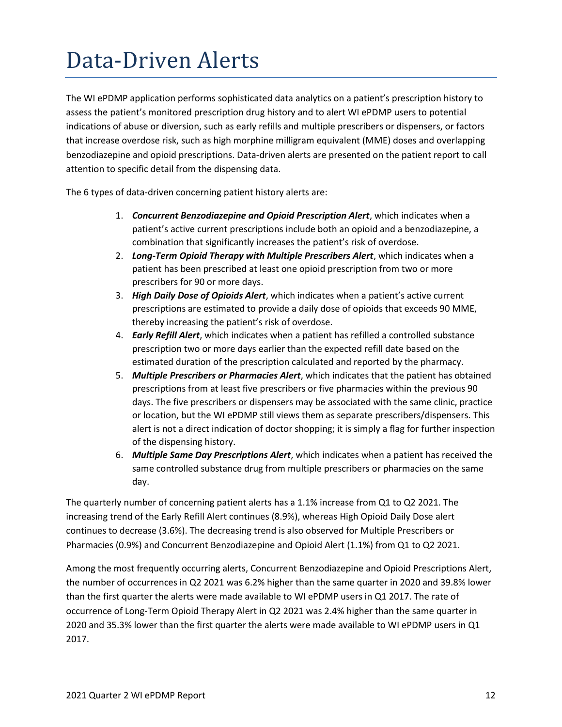# Data-Driven Alerts

The WI ePDMP application performs sophisticated data analytics on a patient's prescription history to assess the patient's monitored prescription drug history and to alert WI ePDMP users to potential indications of abuse or diversion, such as early refills and multiple prescribers or dispensers, or factors that increase overdose risk, such as high morphine milligram equivalent (MME) doses and overlapping benzodiazepine and opioid prescriptions. Data-driven alerts are presented on the patient report to call attention to specific detail from the dispensing data.

The 6 types of data-driven concerning patient history alerts are:

1. ***Concurrent Benzodiazepine and Opioid Prescription Alert***, which indicates when a patient's active current prescriptions include both an opioid and a benzodiazepine, a combination that significantly increases the patient's risk of overdose.
2. ***Long-Term Opioid Therapy with Multiple Prescribers Alert***, which indicates when a patient has been prescribed at least one opioid prescription from two or more prescribers for 90 or more days.
3. ***High Daily Dose of Opioids Alert***, which indicates when a patient's active current prescriptions are estimated to provide a daily dose of opioids that exceeds 90 MME, thereby increasing the patient's risk of overdose.
4. ***Early Refill Alert***, which indicates when a patient has refilled a controlled substance prescription two or more days earlier than the expected refill date based on the estimated duration of the prescription calculated and reported by the pharmacy.
5. ***Multiple Prescribers or Pharmacies Alert***, which indicates that the patient has obtained prescriptions from at least five prescribers or five pharmacies within the previous 90 days. The five prescribers or dispensers may be associated with the same clinic, practice or location, but the WI ePDMP still views them as separate prescribers/dispensers. This alert is not a direct indication of doctor shopping; it is simply a flag for further inspection of the dispensing history.
6. ***Multiple Same Day Prescriptions Alert***, which indicates when a patient has received the same controlled substance drug from multiple prescribers or pharmacies on the same day.

The quarterly number of concerning patient alerts has a 1.1% increase from Q1 to Q2 2021. The increasing trend of the Early Refill Alert continues (8.9%), whereas High Opioid Daily Dose alert continues to decrease (3.6%). The decreasing trend is also observed for Multiple Prescribers or Pharmacies (0.9%) and Concurrent Benzodiazepine and Opioid Alert (1.1%) from Q1 to Q2 2021.

Among the most frequently occurring alerts, Concurrent Benzodiazepine and Opioid Prescriptions Alert, the number of occurrences in Q2 2021 was 6.2% higher than the same quarter in 2020 and 39.8% lower than the first quarter the alerts were made available to WI ePDMP users in Q1 2017. The rate of occurrence of Long-Term Opioid Therapy Alert in Q2 2021 was 2.4% higher than the same quarter in 2020 and 35.3% lower than the first quarter the alerts were made available to WI ePDMP users in Q1 2017.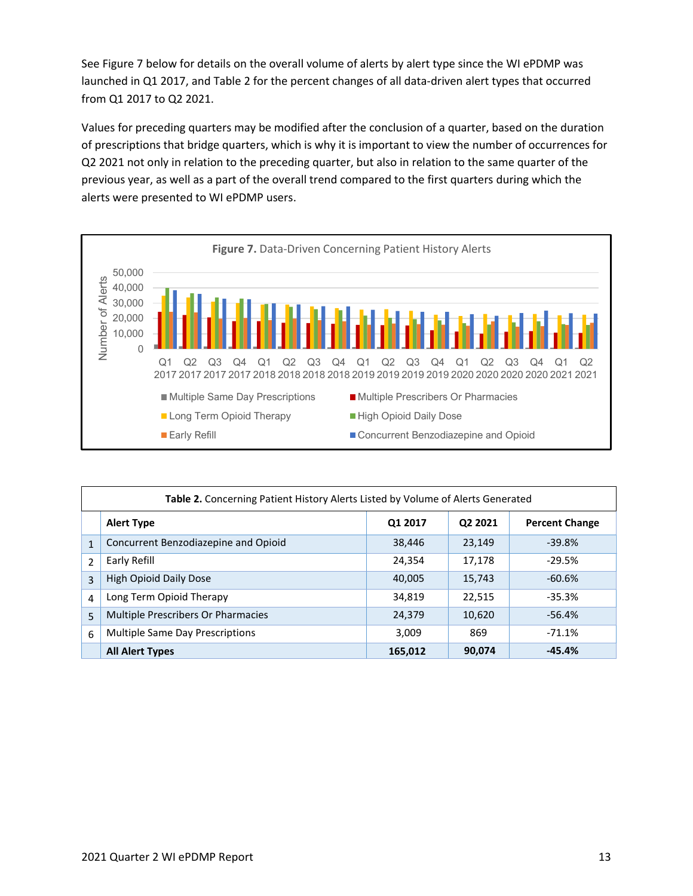See Figure 7 below for details on the overall volume of alerts by alert type since the WI ePDMP was launched in Q1 2017, and Table 2 for the percent changes of all data-driven alert types that occurred from Q1 2017 to Q2 2021.

Values for preceding quarters may be modified after the conclusion of a quarter, based on the duration of prescriptions that bridge quarters, which is why it is important to view the number of occurrences for Q2 2021 not only in relation to the preceding quarter, but also in relation to the same quarter of the previous year, as well as a part of the overall trend compared to the first quarters during which the alerts were presented to WI ePDMP users.

**Figure 7.** Data-Driven Concerning Patient History Alerts

| | Alert Type | Q1 2017 | Q2 2021 | Percent Change |
|---|---|---|---|---|
| 1 | Concurrent Benzodiazepine and Opioid | 38,446 | 23,149 | -39.8% |
| 2 | Early Refill | 24,354 | 17,178 | -29.5% |
| 3 | High Opioid Daily Dose | 40,005 | 15,743 | -60.6% |
| 4 | Long Term Opioid Therapy | 34,819 | 22,515 | -35.3% |
| 5 | Multiple Prescribers Or Pharmacies | 24,379 | 10,620 | -56.4% |
| 6 | Multiple Same Day Prescriptions | 3,009 | 869 | -71.1% |
| | **All Alert Types** | **165,012** | **90,074** | **-45.4%** |

**Table 2.** Concerning Patient History Alerts Listed by Volume of Alerts Generated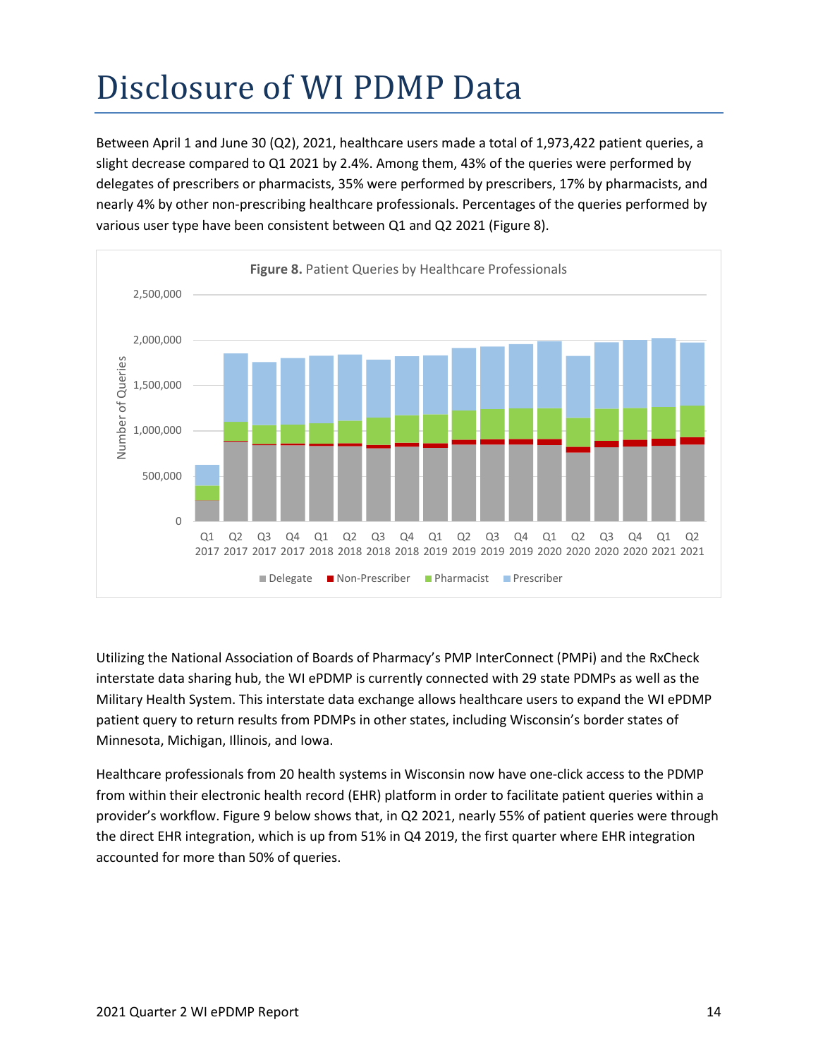# Disclosure of WI PDMP Data

Between April 1 and June 30 (Q2), 2021, healthcare users made a total of 1,973,422 patient queries, a slight decrease compared to Q1 2021 by 2.4%. Among them, 43% of the queries were performed by delegates of prescribers or pharmacists, 35% were performed by prescribers, 17% by pharmacists, and nearly 4% by other non-prescribing healthcare professionals. Percentages of the queries performed by various user type have been consistent between Q1 and Q2 2021 (Figure 8).

**Figure 8.** Patient Queries by Healthcare Professionals

Utilizing the National Association of Boards of Pharmacy's PMP InterConnect (PMPi) and the RxCheck interstate data sharing hub, the WI ePDMP is currently connected with 29 state PDMPs as well as the Military Health System. This interstate data exchange allows healthcare users to expand the WI ePDMP patient query to return results from PDMPs in other states, including Wisconsin's border states of Minnesota, Michigan, Illinois, and Iowa.

Healthcare professionals from 20 health systems in Wisconsin now have one-click access to the PDMP from within their electronic health record (EHR) platform in order to facilitate patient queries within a provider's workflow. Figure 9 below shows that, in Q2 2021, nearly 55% of patient queries were through the direct EHR integration, which is up from 51% in Q4 2019, the first quarter where EHR integration accounted for more than 50% of queries.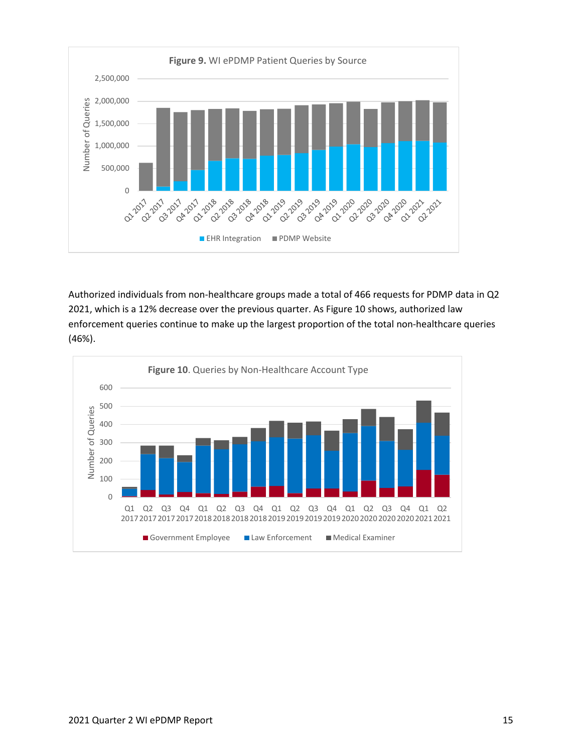**Figure 9.** WI ePDMP Patient Queries by Source

Authorized individuals from non-healthcare groups made a total of 466 requests for PDMP data in Q2 2021, which is a 12% decrease over the previous quarter. As Figure 10 shows, authorized law enforcement queries continue to make up the largest proportion of the total non-healthcare queries (46%).

**Figure 10**. Queries by Non-Healthcare Account Type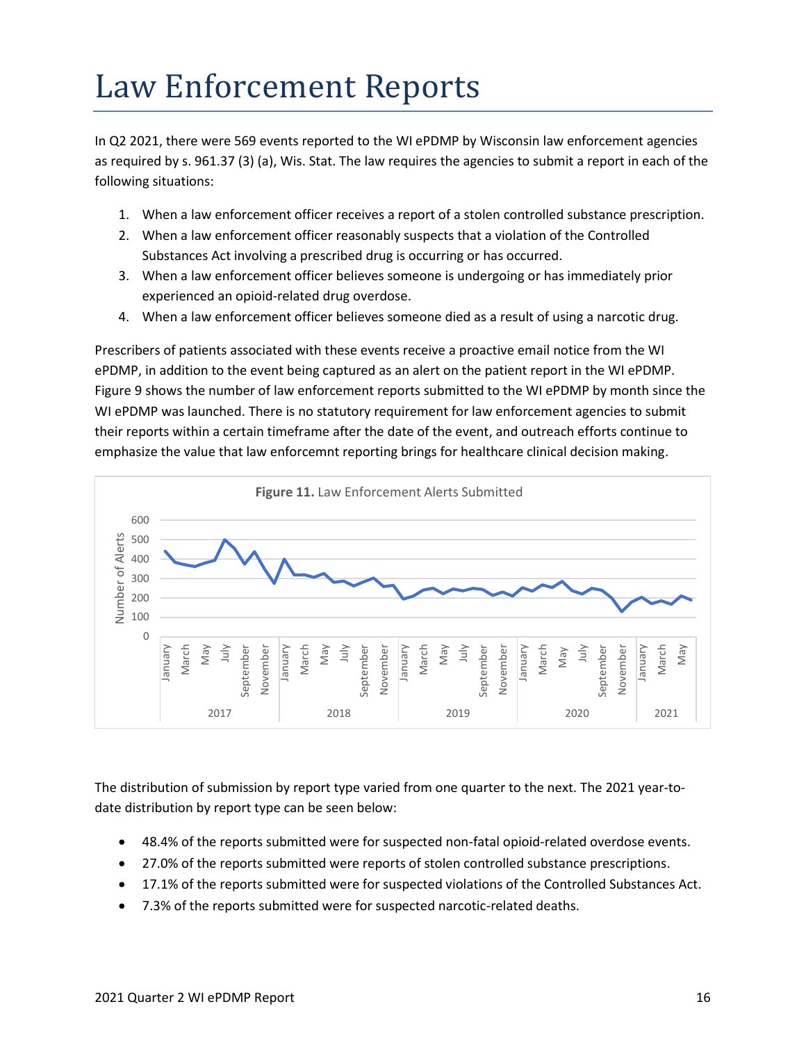# Law Enforcement Reports

In Q2 2021, there were 569 events reported to the WI ePDMP by Wisconsin law enforcement agencies as required by s. 961.37 (3) (a), Wis. Stat. The law requires the agencies to submit a report in each of the following situations:

1. When a law enforcement officer receives a report of a stolen controlled substance prescription.
2. When a law enforcement officer reasonably suspects that a violation of the Controlled Substances Act involving a prescribed drug is occurring or has occurred.
3. When a law enforcement officer believes someone is undergoing or has immediately prior experienced an opioid-related drug overdose.
4. When a law enforcement officer believes someone died as a result of using a narcotic drug.

Prescribers of patients associated with these events receive a proactive email notice from the WI ePDMP, in addition to the event being captured as an alert on the patient report in the WI ePDMP. Figure 9 shows the number of law enforcement reports submitted to the WI ePDMP by month since the WI ePDMP was launched. There is no statutory requirement for law enforcement agencies to submit their reports within a certain timeframe after the date of the event, and outreach efforts continue to emphasize the value that law enforcemnt reporting brings for healthcare clinical decision making.

**Figure 11.** Law Enforcement Alerts Submitted

The distribution of submission by report type varied from one quarter to the next. The 2021 year-to-date distribution by report type can be seen below:

- 48.4% of the reports submitted were for suspected non-fatal opioid-related overdose events.
- 27.0% of the reports submitted were reports of stolen controlled substance prescriptions.
- 17.1% of the reports submitted were for suspected violations of the Controlled Substances Act.
- 7.3% of the reports submitted were for suspected narcotic-related deaths.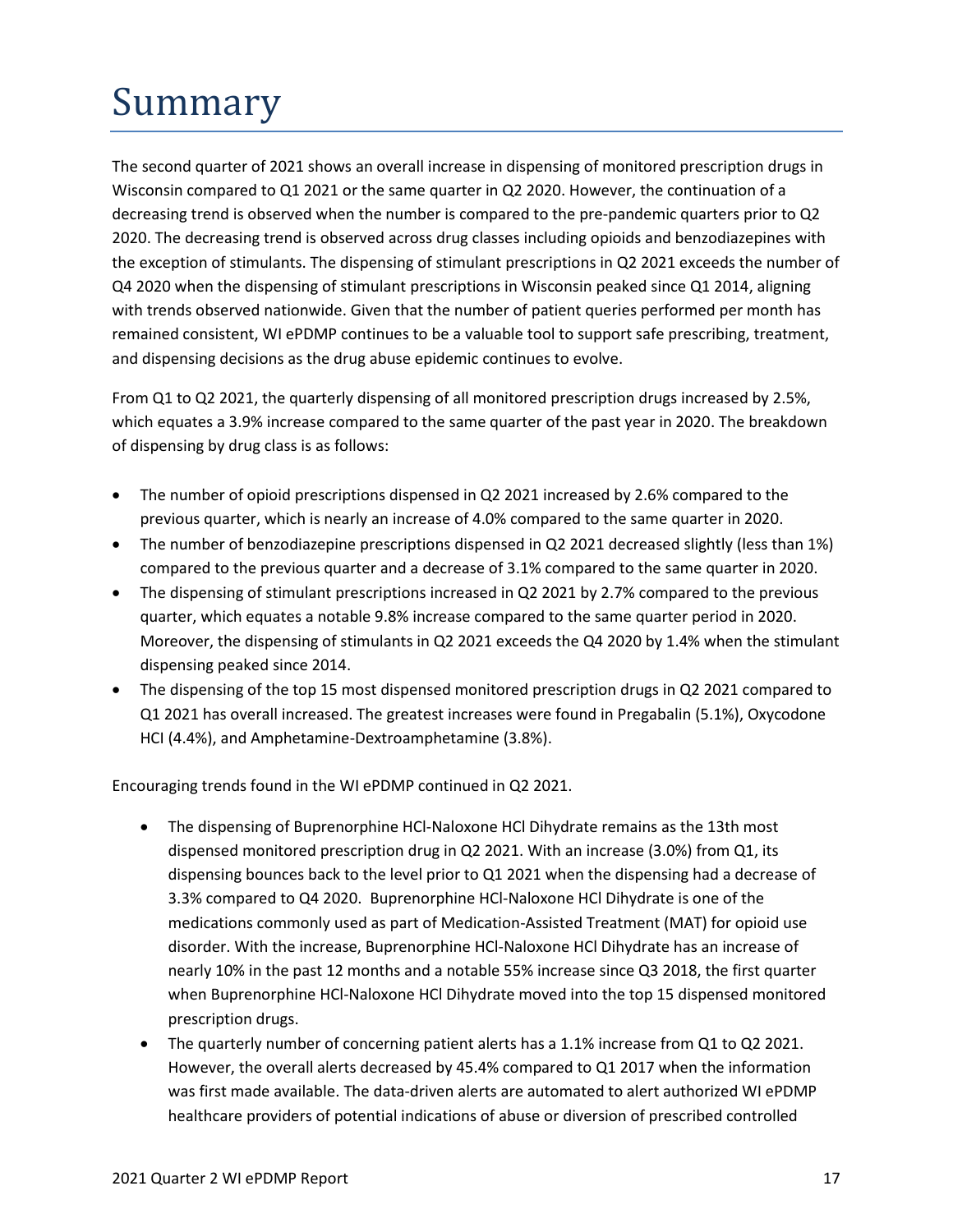# Summary

The second quarter of 2021 shows an overall increase in dispensing of monitored prescription drugs in Wisconsin compared to Q1 2021 or the same quarter in Q2 2020. However, the continuation of a decreasing trend is observed when the number is compared to the pre-pandemic quarters prior to Q2 2020. The decreasing trend is observed across drug classes including opioids and benzodiazepines with the exception of stimulants. The dispensing of stimulant prescriptions in Q2 2021 exceeds the number of Q4 2020 when the dispensing of stimulant prescriptions in Wisconsin peaked since Q1 2014, aligning with trends observed nationwide. Given that the number of patient queries performed per month has remained consistent, WI ePDMP continues to be a valuable tool to support safe prescribing, treatment, and dispensing decisions as the drug abuse epidemic continues to evolve.

From Q1 to Q2 2021, the quarterly dispensing of all monitored prescription drugs increased by 2.5%, which equates a 3.9% increase compared to the same quarter of the past year in 2020. The breakdown of dispensing by drug class is as follows:

- The number of opioid prescriptions dispensed in Q2 2021 increased by 2.6% compared to the previous quarter, which is nearly an increase of 4.0% compared to the same quarter in 2020.
- The number of benzodiazepine prescriptions dispensed in Q2 2021 decreased slightly (less than 1%) compared to the previous quarter and a decrease of 3.1% compared to the same quarter in 2020.
- The dispensing of stimulant prescriptions increased in Q2 2021 by 2.7% compared to the previous quarter, which equates a notable 9.8% increase compared to the same quarter period in 2020. Moreover, the dispensing of stimulants in Q2 2021 exceeds the Q4 2020 by 1.4% when the stimulant dispensing peaked since 2014.
- The dispensing of the top 15 most dispensed monitored prescription drugs in Q2 2021 compared to Q1 2021 has overall increased. The greatest increases were found in Pregabalin (5.1%), Oxycodone HCI (4.4%), and Amphetamine-Dextroamphetamine (3.8%).

Encouraging trends found in the WI ePDMP continued in Q2 2021.

- The dispensing of Buprenorphine HCl-Naloxone HCl Dihydrate remains as the 13th most dispensed monitored prescription drug in Q2 2021. With an increase (3.0%) from Q1, its dispensing bounces back to the level prior to Q1 2021 when the dispensing had a decrease of 3.3% compared to Q4 2020. Buprenorphine HCl-Naloxone HCl Dihydrate is one of the medications commonly used as part of Medication-Assisted Treatment (MAT) for opioid use disorder. With the increase, Buprenorphine HCl-Naloxone HCl Dihydrate has an increase of nearly 10% in the past 12 months and a notable 55% increase since Q3 2018, the first quarter when Buprenorphine HCl-Naloxone HCl Dihydrate moved into the top 15 dispensed monitored prescription drugs.
- The quarterly number of concerning patient alerts has a 1.1% increase from Q1 to Q2 2021. However, the overall alerts decreased by 45.4% compared to Q1 2017 when the information was first made available. The data-driven alerts are automated to alert authorized WI ePDMP healthcare providers of potential indications of abuse or diversion of prescribed controlled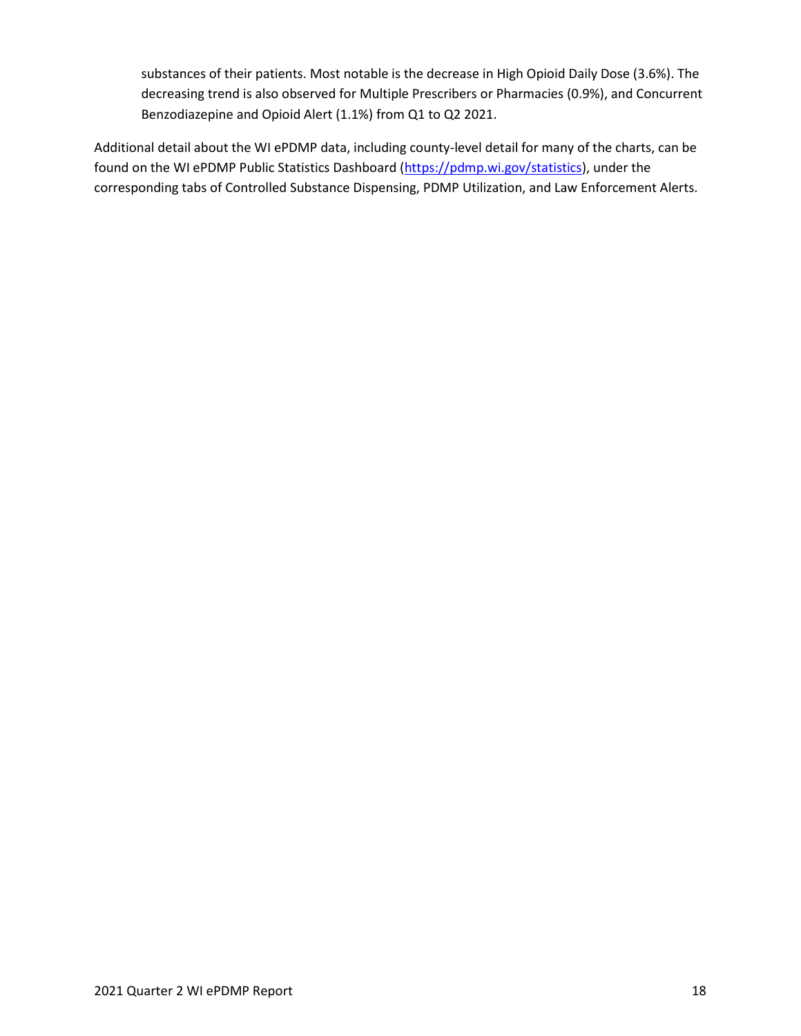substances of their patients. Most notable is the decrease in High Opioid Daily Dose (3.6%). The decreasing trend is also observed for Multiple Prescribers or Pharmacies (0.9%), and Concurrent Benzodiazepine and Opioid Alert (1.1%) from Q1 to Q2 2021.

Additional detail about the WI ePDMP data, including county-level detail for many of the charts, can be found on the WI ePDMP Public Statistics Dashboard ([https://pdmp.wi.gov/statistics](https://pdmp.wi.gov/statistics)), under the corresponding tabs of Controlled Substance Dispensing, PDMP Utilization, and Law Enforcement Alerts.